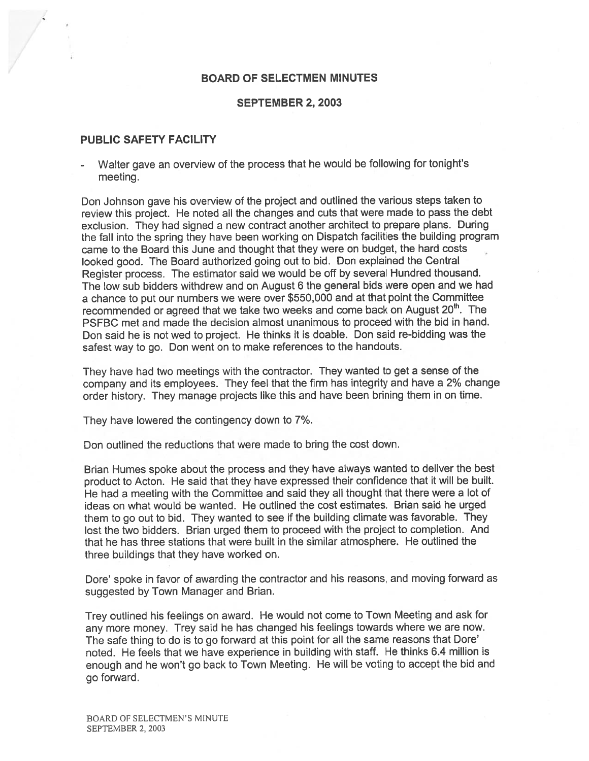# BOARD OF SELECTMEN MINUTES

## SEPTEMBER 2, 2003

### PUBLIC SAFETY FACILITY

- Walter gave an overview of the process that he would be following for tonight's meeting.

Don Johnson gave his overview of the project and outlined the various steps taken to review this project. He noted all the changes and cuts that were made to pass the debt exclusion. They had signed a new contract another architect to prepare plans. During the fall into the spring they have been working on Dispatch facilities the building program came to the Board this June and thought that they were on budget, the hard costs looked good. The Board authorized going out to bid. Don explained the Central Register process. The estimator said we would be off by several Hundred thousand. The low sub bidders withdrew and on August 6 the general bids were open and we had a chance to put our numbers we were over $550,000 and at that point the Committee recommended or agreed that we take two weeks and come back on August 20th. The PSFBC met and made the decision almost unanimous to proceed with the bid in hand. Don said he is not wed to project. He thinks it is doable. Don said re-bidding was the safest way to go. Don went on to make references to the handouts.

They have had two meetings with the contractor. They wanted to get a sense of the company and its employees. They feel that the firm has integrity and have a 2% change order history. They manage projects like this and have been brining them in on time.

They have lowered the contingency down to 7%.

Don outlined the reductions that were made to bring the cost down.

Brian Humes spoke about the process and they have always wanted to deliver the best product to Acton. He said that they have expressed their confidence that it will be built. He had a meeting with the Committee and said they all thought that there were a lot of ideas on what would be wanted. He outlined the cost estimates. Brian said he urged them to go out to bid. They wanted to see if the building climate was favorable. They lost the two bidders. Brian urged them to proceed with the project to completion. And that he has three stations that were built in the similar atmosphere. He outlined the three buildings that they have worked on.

Dore' spoke in favor of awarding the contractor and his reasons, and moving forward as suggested by Town Manager and Brian.

Trey outlined his feelings on award. He would not come to Town Meeting and ask for any more money. Trey said he has changed his feelings towards where we are now. The safe thing to do is to go forward at this point for all the same reasons that Dore' noted. He feels that we have experience in building with staff. He thinks 6.4 million is enough and he won't go back to Town Meeting. He will be voting to accept the bid and go forward.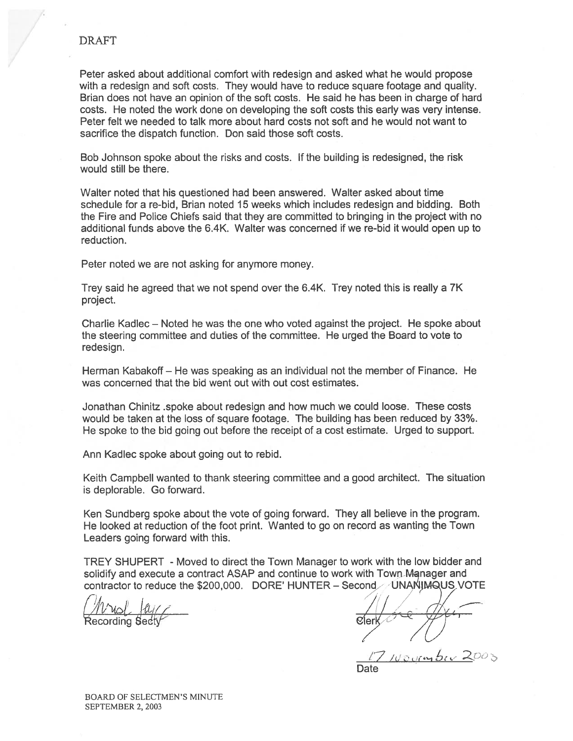DRAFT

Peter asked about additional comfort with redesign and asked what he would propose with a redesign and soft costs. They would have to reduce square footage and quality. Brian does not have an opinion of the soft costs. He said he has been in charge of hard costs. He noted the work done on developing the soft costs this early was very intense. Peter felt we needed to talk more about hard costs not soft and he would not want to sacrifice the dispatch function. Don said those soft costs.

Bob Johnson spoke about the risks and costs. If the building is redesigned, the risk would still be there.

Walter noted that his questioned had been answered. Walter asked about time schedule for a re-bid, Brian noted 15 weeks which includes redesign and bidding. Both the Fire and Police Chiefs said that they are committed to bringing in the project with no additional funds above the 6.4K. Walter was concerned if we re-bid it would open up to reduction.

Peter noted we are not asking for anymore money.

Trey said he agreed that we not spend over the 6.4K. Trey noted this is really a 7K project.

Charlie Kadlec – Noted he was the one who voted against the project. He spoke about the steering committee and duties of the committee. He urged the Board to vote to redesign.

Herman Kabakoff – He was speaking as an individual not the member of Finance. He was concerned that the bid went out with out cost estimates.

Jonathan Chinitz .spoke about redesign and how much we could loose. These costs would be taken at the loss of square footage. The building has been reduced by 33%. He spoke to the bid going out before the receipt of a cost estimate. Urged to support.

Ann Kadlec spoke about going out to rebid.

Keith Campbell wanted to thank steering committee and a good architect. The situation is deplorable. Go forward.

Ken Sundberg spoke about the vote of going forward. They all believe in the program. He looked at reduction of the foot print. Wanted to go on record as wanting the Town Leaders going forward with this.

TREY SHUPERT - Moved to direct the Town Manager to work with the low bidder and solidify and execute a contract ASAP and continue to work with Town Manager and contractor to reduce the $200,000. DORE' HUNTER – Second UNANIMOUS VOTE

Recording Secty

Clerk

17 November 2003

Date

BOARD OF SELECTMEN'S MINUTE
SEPTEMBER 2, 2003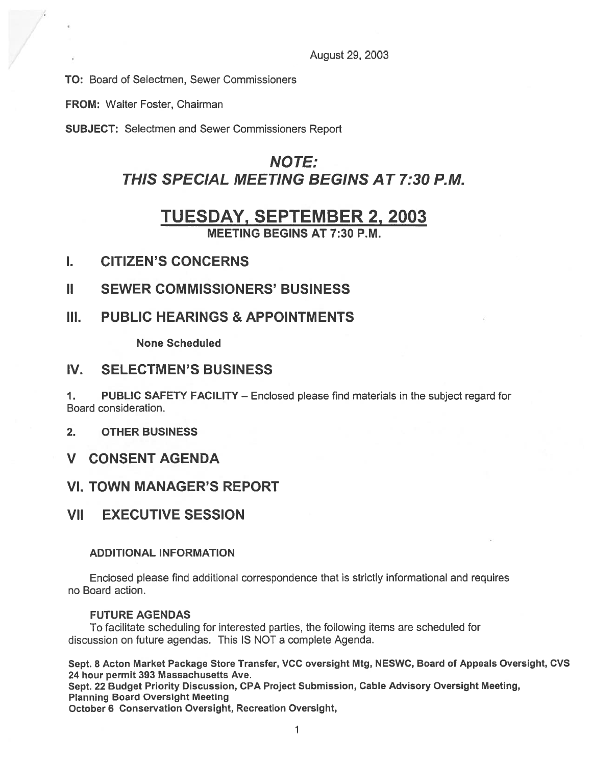August 29, 2003

**TO:** Board of Selectmen, Sewer Commissioners

**FROM:** Walter Foster, Chairman

**SUBJECT:** Selectmen and Sewer Commissioners Report

# *NOTE:*
# *THIS SPECIAL MEETING BEGINS AT 7:30 P.M.*

# TUESDAY, SEPTEMBER 2, 2003

**MEETING BEGINS AT 7:30 P.M.**

## I. CITIZEN'S CONCERNS

## II SEWER COMMISSIONERS' BUSINESS

## III. PUBLIC HEARINGS & APPOINTMENTS

**None Scheduled**

## IV. SELECTMEN'S BUSINESS

1. **PUBLIC SAFETY FACILITY** – Enclosed please find materials in the subject regard for Board consideration.

2. **OTHER BUSINESS**

## V CONSENT AGENDA

## VI. TOWN MANAGER'S REPORT

## VII EXECUTIVE SESSION

### ADDITIONAL INFORMATION

Enclosed please find additional correspondence that is strictly informational and requires no Board action.

### FUTURE AGENDAS

To facilitate scheduling for interested parties, the following items are scheduled for discussion on future agendas. This IS NOT a complete Agenda.

**Sept. 8 Acton Market Package Store Transfer, VCC oversight Mtg, NESWC, Board of Appeals Oversight, CVS 24 hour permit 393 Massachusetts Ave.**
**Sept. 22 Budget Priority Discussion, CPA Project Submission, Cable Advisory Oversight Meeting, Planning Board Oversight Meeting**
**October 6 Conservation Oversight, Recreation Oversight,**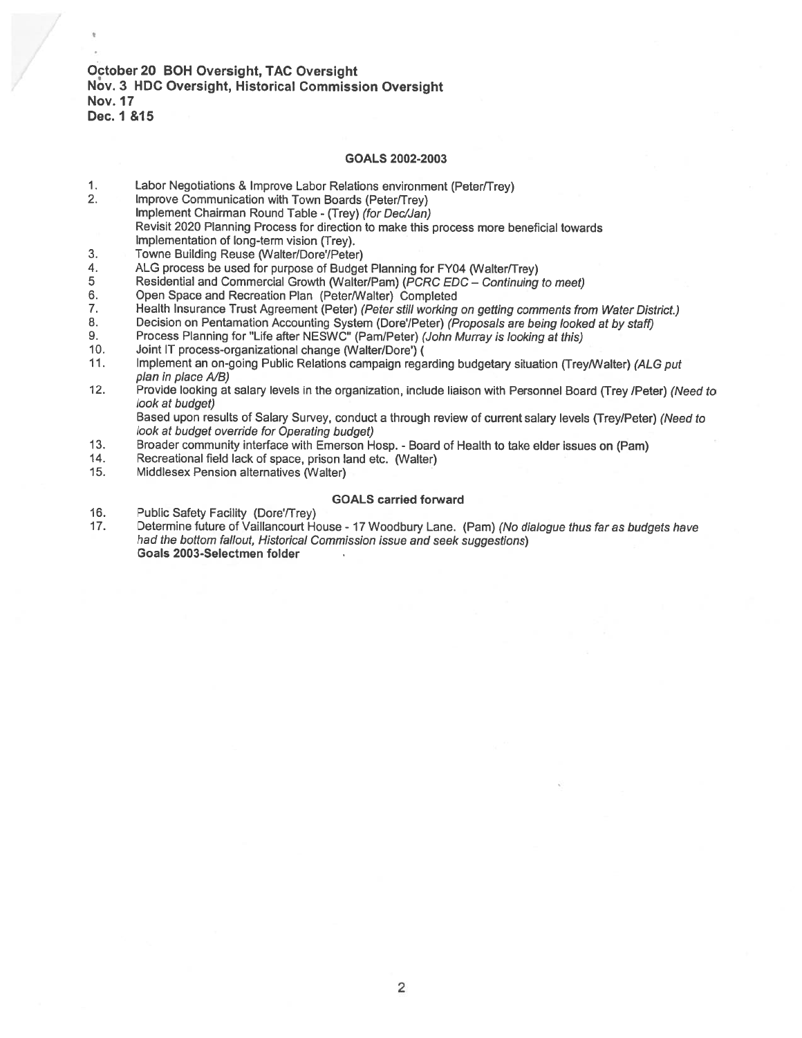**October 20 BOH Oversight, TAC Oversight**
**Nov. 3 HDC Oversight, Historical Commission Oversight**
**Nov. 17**
**Dec. 1 &15**

## GOALS 2002-2003

1. Labor Negotiations & Improve Labor Relations environment (Peter/Trey)
2. Improve Communication with Town Boards (Peter/Trey)
   Implement Chairman Round Table - (Trey) *(for Dec/Jan)*
   Revisit 2020 Planning Process for direction to make this process more beneficial towards implementation of long-term vision (Trey).
3. Towne Building Reuse (Walter/Dore'/Peter)
4. ALG process be used for purpose of Budget Planning for FY04 (Walter/Trey)
5. Residential and Commercial Growth (Walter/Pam) *(PCRC EDC – Continuing to meet)*
6. Open Space and Recreation Plan (Peter/Walter) Completed
7. Health Insurance Trust Agreement (Peter) *(Peter still working on getting comments from Water District.)*
8. Decision on Pentamation Accounting System (Dore'/Peter) *(Proposals are being looked at by staff)*
9. Process Planning for "Life after NESWC" (Pam/Peter) *(John Murray is looking at this)*
10. Joint IT process-organizational change (Walter/Dore') (
11. Implement an on-going Public Relations campaign regarding budgetary situation (Trey/Walter) *(ALG put plan in place A/B)*
12. Provide looking at salary levels in the organization, include liaison with Personnel Board (Trey /Peter) *(Need to look at budget)*
    Based upon results of Salary Survey, conduct a through review of current salary levels (Trey/Peter) *(Need to look at budget override for Operating budget)*
13. Broader community interface with Emerson Hosp. - Board of Health to take elder issues on (Pam)
14. Recreational field lack of space, prison land etc. (Walter)
15. Middlesex Pension alternatives (Walter)

## GOALS carried forward

16. Public Safety Facility (Dore'/Trey)
17. Determine future of Vaillancourt House - 17 Woodbury Lane. (Pam) *(No dialogue thus far as budgets have had the bottom fallout, Historical Commission issue and seek suggestions)*

**Goals 2003-Selectmen folder**